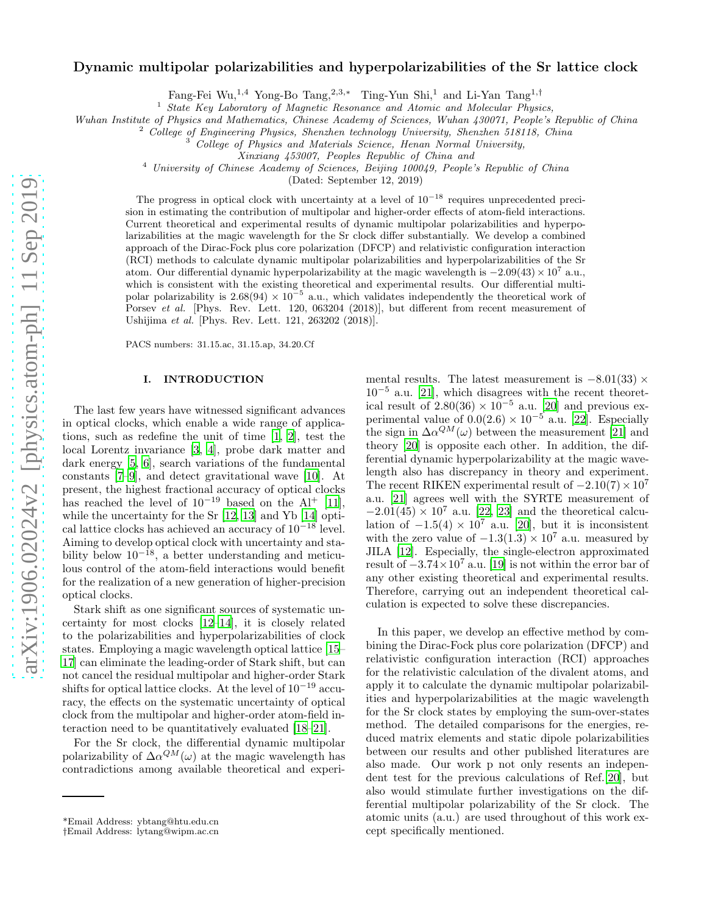# Dynamic multipolar polarizabilities and hyperpolarizabilities of the Sr lattice clock

Fang-Fei Wu,[1,4] Yong-Bo Tang,[2,3,*] Ting-Yun Shi,[1] and Li-Yan Tang[1,†]

[1] *State Key Laboratory of Magnetic Resonance and Atomic and Molecular Physics, Wuhan Institute of Physics and Mathematics, Chinese Academy of Sciences, Wuhan 430071, People's Republic of China*

[2] *College of Engineering Physics, Shenzhen technology University, Shenzhen 518118, China*

[3] *College of Physics and Materials Science, Henan Normal University, Xinxiang 453007, Peoples Republic of China and*

[4] *University of Chinese Academy of Sciences, Beijing 100049, People's Republic of China*

(Dated: September 12, 2019)

The progress in optical clock with uncertainty at a level of $10^{-18}$ requires unprecedented precision in estimating the contribution of multipolar and higher-order effects of atom-field interactions. Current theoretical and experimental results of dynamic multipolar polarizabilities and hyperpolarizabilities at the magic wavelength for the Sr clock differ substantially. We develop a combined approach of the Dirac-Fock plus core polarization (DFCP) and relativistic configuration interaction (RCI) methods to calculate dynamic multipolar polarizabilities and hyperpolarizabilities of the Sr atom. Our differential dynamic hyperpolarizability at the magic wavelength is $-2.09(43)\times10^{7}$ a.u., which is consistent with the existing theoretical and experimental results. Our differential multipolar polarizability is $2.68(94)\times10^{-5}$ a.u., which validates independently the theoretical work of Porsev *et al.* [Phys. Rev. Lett. 120, 063204 (2018)], but different from recent measurement of Ushijima *et al.* [Phys. Rev. Lett. 121, 263202 (2018)].

PACS numbers: 31.15.ac, 31.15.ap, 34.20.Cf

## I. INTRODUCTION

The last few years have witnessed significant advances in optical clocks, which enable a wide range of applications, such as redefine the unit of time [1, 2], test the local Lorentz invariance [3, 4], probe dark matter and dark energy [5, 6], search variations of the fundamental constants [7–9], and detect gravitational wave [10]. At present, the highest fractional accuracy of optical clocks has reached the level of $10^{-19}$ based on the $Al^{+}$ [11], while the uncertainty for the Sr [12, 13] and Yb [14] optical lattice clocks has achieved an accuracy of $10^{-18}$ level. Aiming to develop optical clock with uncertainty and stability below $10^{-18}$, a better understanding and meticulous control of the atom-field interactions would benefit for the realization of a new generation of higher-precision optical clocks.

Stark shift as one significant sources of systematic uncertainty for most clocks [12–14], it is closely related to the polarizabilities and hyperpolarizabilities of clock states. Employing a magic wavelength optical lattice [15–17] can eliminate the leading-order of Stark shift, but can not cancel the residual multipolar and higher-order Stark shifts for optical lattice clocks. At the level of $10^{-19}$ accuracy, the effects on the systematic uncertainty of optical clock from the multipolar and higher-order atom-field interaction need to be quantitatively evaluated [18–21].

For the Sr clock, the differential dynamic multipolar polarizability of $\Delta\alpha^{QM}(\omega)$ at the magic wavelength has contradictions among available theoretical and experimental results. The latest measurement is $-8.01(33)\times10^{-5}$ a.u. [21], which disagrees with the recent theoretical result of $2.80(36)\times10^{-5}$ a.u. [20] and previous experimental value of $0.0(2.6)\times10^{-5}$ a.u. [22]. Especially the sign in $\Delta\alpha^{QM}(\omega)$ between the measurement [21] and theory [20] is opposite each other. In addition, the differential dynamic hyperpolarizability at the magic wavelength also has discrepancy in theory and experiment. The recent RIKEN experimental result of $-2.10(7)\times10^{7}$ a.u. [21] agrees well with the SYRTE measurement of $-2.01(45)\times10^{7}$ a.u. [22, 23] and the theoretical calculation of $-1.5(4)\times10^{7}$ a.u. [20], but it is inconsistent with the zero value of $-1.3(1.3)\times10^{7}$ a.u. measured by JILA [12]. Especially, the single-electron approximated result of $-3.74\times10^{7}$ a.u. [19] is not within the error bar of any other existing theoretical and experimental results. Therefore, carrying out an independent theoretical calculation is expected to solve these discrepancies.

In this paper, we develop an effective method by combining the Dirac-Fock plus core polarization (DFCP) and relativistic configuration interaction (RCI) approaches for the relativistic calculation of the divalent atoms, and apply it to calculate the dynamic multipolar polarizabilities and hyperpolarizabilities at the magic wavelength for the Sr clock states by employing the sum-over-states method. The detailed comparisons for the energies, reduced matrix elements and static dipole polarizabilities between our results and other published literatures are also made. Our work p not only resents an independent test for the previous calculations of Ref. [20], but also would stimulate further investigations on the differential multipolar polarizability of the Sr clock. The atomic units (a.u.) are used throughout of this work except specifically mentioned.

*Email Address: ybtang@htu.edu.cn
†Email Address: lytang@wipm.ac.cn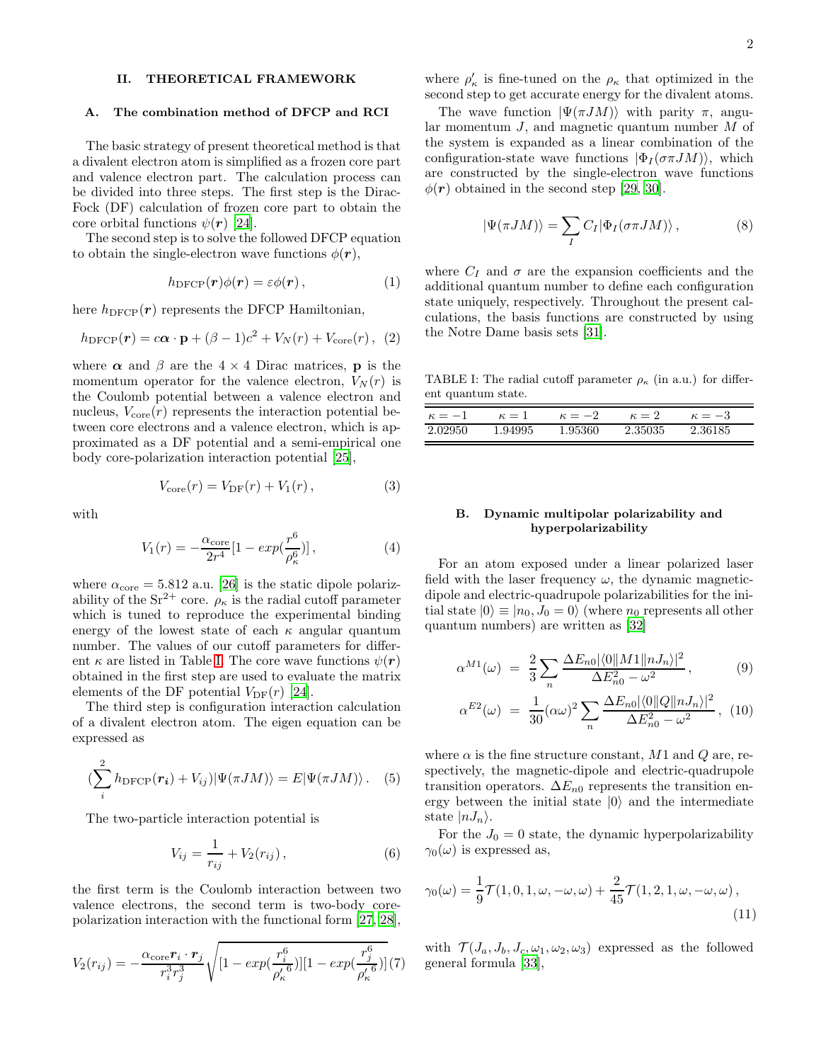## II. THEORETICAL FRAMEWORK

### A. The combination method of DFCP and RCI

The basic strategy of present theoretical method is that a divalent electron atom is simplified as a frozen core part and valence electron part. The calculation process can be divided into three steps. The first step is the Dirac-Fock (DF) calculation of frozen core part to obtain the core orbital functions $\psi(\boldsymbol{r})$ [24].

The second step is to solve the followed DFCP equation to obtain the single-electron wave functions $\phi(\boldsymbol{r})$,

$$h_{\rm DFCP}(\boldsymbol{r})\phi(\boldsymbol{r}) = \varepsilon\phi(\boldsymbol{r})\,, \tag{1}$$

here $h_{\rm DFCP}(\boldsymbol{r})$ represents the DFCP Hamiltonian,

$$h_{\rm DFCP}(\boldsymbol{r}) = c\boldsymbol{\alpha}\cdot\mathbf{p} + (\beta-1)c^2 + V_N(r) + V_{\rm core}(r)\,, \tag{2}$$

where $\boldsymbol{\alpha}$ and $\beta$ are the $4\times 4$ Dirac matrices, $\mathbf{p}$ is the momentum operator for the valence electron, $V_N(r)$ is the Coulomb potential between a valence electron and nucleus, $V_{\rm core}(r)$ represents the interaction potential between core electrons and a valence electron, which is approximated as a DF potential and a semi-empirical one body core-polarization interaction potential [25],

$$V_{\rm core}(r) = V_{\rm DF}(r) + V_1(r)\,, \tag{3}$$

with

$$V_1(r) = -\frac{\alpha_{\rm core}}{2r^4}[1 - exp(\frac{r^6}{\rho_\kappa^6})]\,, \tag{4}$$

where $\alpha_{\rm core} = 5.812$ a.u. [26] is the static dipole polarizability of the $Sr^{2+}$ core. $\rho_\kappa$ is the radial cutoff parameter which is tuned to reproduce the experimental binding energy of the lowest state of each $\kappa$ angular quantum number. The values of our cutoff parameters for different $\kappa$ are listed in Table I. The core wave functions $\psi(\boldsymbol{r})$ obtained in the first step are used to evaluate the matrix elements of the DF potential $V_{\rm DF}(r)$ [24].

The third step is configuration interaction calculation of a divalent electron atom. The eigen equation can be expressed as

$$(\sum_i^2 h_{\rm DFCP}(\boldsymbol{r_i}) + V_{ij})|\Psi(\pi JM)\rangle = E|\Psi(\pi JM)\rangle\,. \tag{5}$$

The two-particle interaction potential is

$$V_{ij} = \frac{1}{r_{ij}} + V_2(r_{ij})\,, \tag{6}$$

the first term is the Coulomb interaction between two valence electrons, the second term is two-body core-polarization interaction with the functional form [27, 28],

$$V_2(r_{ij}) = -\frac{\alpha_{\rm core}\boldsymbol{r}_i\cdot\boldsymbol{r}_j}{r_i^3 r_j^3}\sqrt{[1-exp(\frac{r_i^6}{{\rho'_\kappa}^6})][1-exp(\frac{r_j^6}{{\rho'_\kappa}^6})]} \tag{7}$$

where $\rho'_\kappa$ is fine-tuned on the $\rho_\kappa$ that optimized in the second step to get accurate energy for the divalent atoms.

The wave function $|\Psi(\pi JM)\rangle$ with parity $\pi$, angular momentum $J$, and magnetic quantum number $M$ of the system is expanded as a linear combination of the configuration-state wave functions $|\Phi_I(\sigma\pi JM)\rangle$, which are constructed by the single-electron wave functions $\phi(\boldsymbol{r})$ obtained in the second step [29, 30].

$$|\Psi(\pi JM)\rangle = \sum_I C_I|\Phi_I(\sigma\pi JM)\rangle\,, \tag{8}$$

where $C_I$ and $\sigma$ are the expansion coefficients and the additional quantum number to define each configuration state uniquely, respectively. Throughout the present calculations, the basis functions are constructed by using the Notre Dame basis sets [31].

TABLE I: The radial cutoff parameter $\rho_\kappa$ (in a.u.) for different quantum state.

| $\kappa=-1$ | $\kappa=1$ | $\kappa=-2$ | $\kappa=2$ | $\kappa=-3$ |
|---|---|---|---|---|
| 2.02950 | 1.94995 | 1.95360 | 2.35035 | 2.36185 |

### B. Dynamic multipolar polarizability and hyperpolarizability

For an atom exposed under a linear polarized laser field with the laser frequency $\omega$, the dynamic magnetic-dipole and electric-quadrupole polarizabilities for the initial state $|0\rangle \equiv |n_0, J_0 = 0\rangle$ (where $n_0$ represents all other quantum numbers) are written as [32]

$$\alpha^{M1}(\omega) = \frac{2}{3}\sum_n \frac{\Delta E_{n0}|\langle 0\|M1\|nJ_n\rangle|^2}{\Delta E_{n0}^2 - \omega^2}\,, \tag{9}$$

$$\alpha^{E2}(\omega) = \frac{1}{30}(\alpha\omega)^2\sum_n \frac{\Delta E_{n0}|\langle 0\|Q\|nJ_n\rangle|^2}{\Delta E_{n0}^2 - \omega^2}\,, \tag{10}$$

where $\alpha$ is the fine structure constant, $M1$ and $Q$ are, respectively, the magnetic-dipole and electric-quadrupole transition operators. $\Delta E_{n0}$ represents the transition energy between the initial state $|0\rangle$ and the intermediate state $|nJ_n\rangle$.

For the $J_0 = 0$ state, the dynamic hyperpolarizability $\gamma_0(\omega)$ is expressed as,

$$\gamma_0(\omega) = \frac{1}{9}\mathcal{T}(1,0,1,\omega,-\omega,\omega) + \frac{2}{45}\mathcal{T}(1,2,1,\omega,-\omega,\omega)\,, \tag{11}$$

with $\mathcal{T}(J_a, J_b, J_c, \omega_1, \omega_2, \omega_3)$ expressed as the followed general formula [33],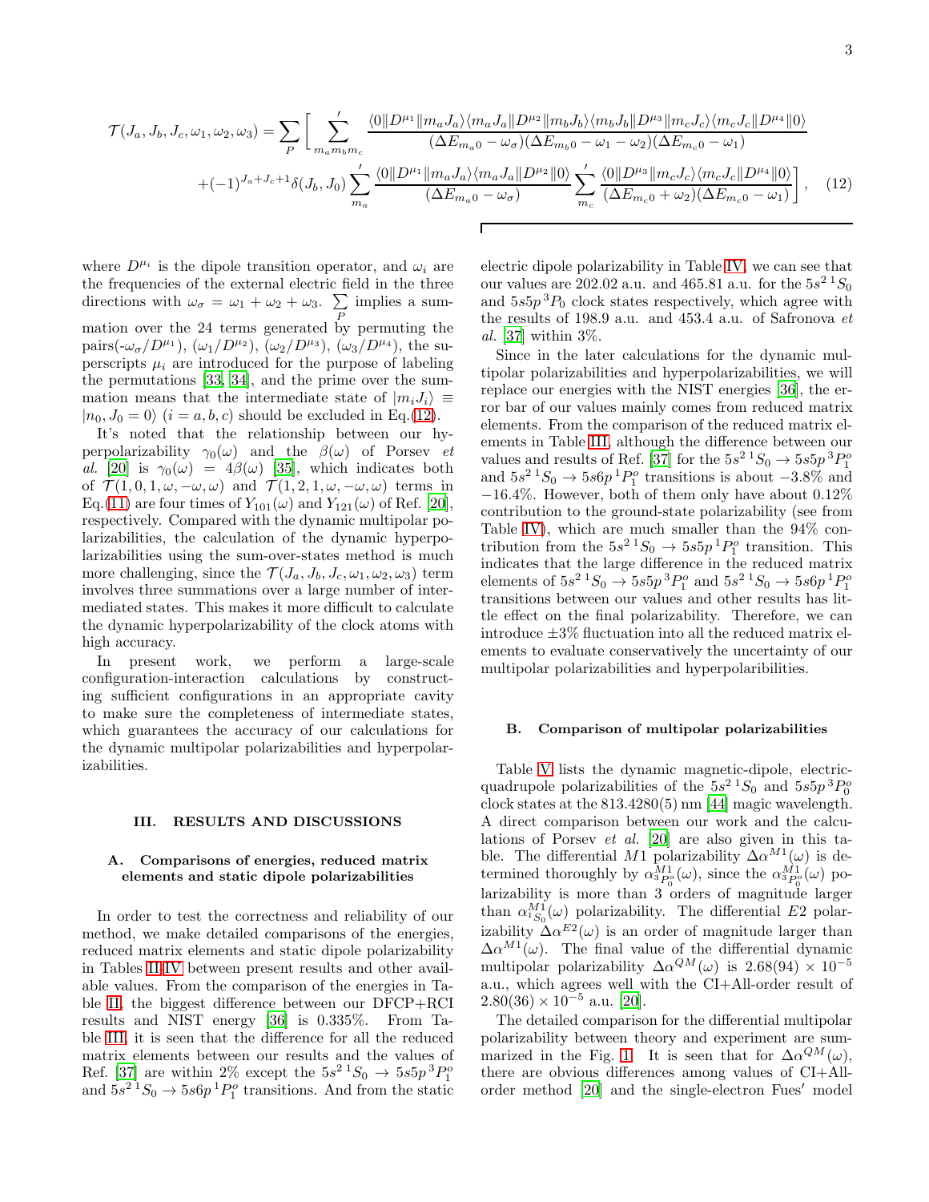$$
\mathcal{T}(J_a,J_b,J_c,\omega_1,\omega_2,\omega_3)=\sum_P\Bigg[\sum_{m_a m_b m_c}^{\prime}\frac{\langle 0\|D^{\mu_1}\|m_aJ_a\rangle\langle m_aJ_a\|D^{\mu_2}\|m_bJ_b\rangle\langle m_bJ_b\|D^{\mu_3}\|m_cJ_c\rangle\langle m_cJ_c\|D^{\mu_4}\|0\rangle}{(\Delta E_{m_a0}-\omega_\sigma)(\Delta E_{m_b0}-\omega_1-\omega_2)(\Delta E_{m_c0}-\omega_1)}
$$
$$
+(-1)^{J_a+J_c+1}\delta(J_b,J_0)\sum_{m_a}^{\prime}\frac{\langle 0\|D^{\mu_1}\|m_aJ_a\rangle\langle m_aJ_a\|D^{\mu_2}\|0\rangle}{(\Delta E_{m_a0}-\omega_\sigma)}\sum_{m_c}^{\prime}\frac{\langle 0\|D^{\mu_3}\|m_cJ_c\rangle\langle m_cJ_c\|D^{\mu_4}\|0\rangle}{(\Delta E_{m_c0}+\omega_2)(\Delta E_{m_c0}-\omega_1)}\Bigg], \quad (12)
$$

where $D^{\mu_i}$ is the dipole transition operator, and $\omega_i$ are the frequencies of the external electric field in the three directions with $\omega_\sigma=\omega_1+\omega_2+\omega_3$. $\sum_P$ implies a summation over the 24 terms generated by permuting the pairs$(-\omega_\sigma/D^{\mu_1})$, $(\omega_1/D^{\mu_2})$, $(\omega_2/D^{\mu_3})$, $(\omega_3/D^{\mu_4})$, the superscripts $\mu_i$ are introduced for the purpose of labeling the permutations [33, 34], and the prime over the summation means that the intermediate state of $|m_iJ_i\rangle \equiv |n_0, J_0=0\rangle$ $(i=a,b,c)$ should be excluded in Eq.(12).

It's noted that the relationship between our hyperpolarizability $\gamma_0(\omega)$ and the $\beta(\omega)$ of Porsev *et al.* [20] is $\gamma_0(\omega)=4\beta(\omega)$ [35], which indicates both of $\mathcal{T}(1,0,1,\omega,-\omega,\omega)$ and $\mathcal{T}(1,2,1,\omega,-\omega,\omega)$ terms in Eq.(11) are four times of $Y_{101}(\omega)$ and $Y_{121}(\omega)$ of Ref. [20], respectively. Compared with the dynamic multipolar polarizabilities, the calculation of the dynamic hyperpolarizabilities using the sum-over-states method is much more challenging, since the $\mathcal{T}(J_a,J_b,J_c,\omega_1,\omega_2,\omega_3)$ term involves three summations over a large number of intermediated states. This makes it more difficult to calculate the dynamic hyperpolarizability of the clock atoms with high accuracy.

In present work, we perform a large-scale configuration-interaction calculations by constructing sufficient configurations in an appropriate cavity to make sure the completeness of intermediate states, which guarantees the accuracy of our calculations for the dynamic multipolar polarizabilities and hyperpolarizabilities.

## III. RESULTS AND DISCUSSIONS

### A. Comparisons of energies, reduced matrix elements and static dipole polarizabilities

In order to test the correctness and reliability of our method, we make detailed comparisons of the energies, reduced matrix elements and static dipole polarizability in Tables II-IV between present results and other available values. From the comparison of the energies in Table II, the biggest difference between our DFCP+RCI results and NIST energy [36] is 0.335%. From Table III, it is seen that the difference for all the reduced matrix elements between our results and the values of Ref. [37] are within 2% except the $5s^2\,{}^1S_0 \rightarrow 5s5p\,{}^3P_1^o$ and $5s^2\,{}^1S_0 \rightarrow 5s6p\,{}^1P_1^o$ transitions. And from the static electric dipole polarizability in Table IV, we can see that our values are 202.02 a.u. and 465.81 a.u. for the $5s^2\,{}^1S_0$ and $5s5p\,{}^3P_0$ clock states respectively, which agree with the results of 198.9 a.u. and 453.4 a.u. of Safronova *et al.* [37] within 3%.

Since in the later calculations for the dynamic multipolar polarizabilities and hyperpolarizabilities, we will replace our energies with the NIST energies [36], the error bar of our values mainly comes from reduced matrix elements. From the comparison of the reduced matrix elements in Table III, although the difference between our values and results of Ref. [37] for the $5s^2\,{}^1S_0 \rightarrow 5s5p\,{}^3P_1^o$ and $5s^2\,{}^1S_0 \rightarrow 5s6p\,{}^1P_1^o$ transitions is about $-3.8\%$ and $-16.4\%$. However, both of them only have about 0.12% contribution to the ground-state polarizability (see from Table IV), which are much smaller than the 94% contribution from the $5s^2\,{}^1S_0 \rightarrow 5s5p\,{}^1P_1^o$ transition. This indicates that the large difference in the reduced matrix elements of $5s^2\,{}^1S_0 \rightarrow 5s5p\,{}^3P_1^o$ and $5s^2\,{}^1S_0 \rightarrow 5s6p\,{}^1P_1^o$ transitions between our values and other results has little effect on the final polarizability. Therefore, we can introduce $\pm3\%$ fluctuation into all the reduced matrix elements to evaluate conservatively the uncertainty of our multipolar polarizabilities and hyperpolaribilities.

### B. Comparison of multipolar polarizabilities

Table V lists the dynamic magnetic-dipole, electric-quadrupole polarizabilities of the $5s^2\,{}^1S_0$ and $5s5p\,{}^3P_0^o$ clock states at the 813.4280(5) nm [44] magic wavelength. A direct comparison between our work and the calculations of Porsev *et al.* [20] are also given in this table. The differential $M1$ polarizability $\Delta\alpha^{M1}(\omega)$ is determined thoroughly by $\alpha^{M1}_{{}^3P_0^o}(\omega)$, since the $\alpha^{M1}_{{}^3P_0^o}(\omega)$ polarizability is more than 3 orders of magnitude larger than $\alpha^{M1}_{{}^1S_0}(\omega)$ polarizability. The differential $E2$ polarizability $\Delta\alpha^{E2}(\omega)$ is an order of magnitude larger than $\Delta\alpha^{M1}(\omega)$. The final value of the differential dynamic multipolar polarizability $\Delta\alpha^{QM}(\omega)$ is $2.68(94)\times10^{-5}$ a.u., which agrees well with the CI+All-order result of $2.80(36)\times10^{-5}$ a.u. [20].

The detailed comparison for the differential multipolar polarizability between theory and experiment are summarized in the Fig. 1. It is seen that for $\Delta\alpha^{QM}(\omega)$, there are obvious differences among values of CI+All-order method [20] and the single-electron Fues$'$ model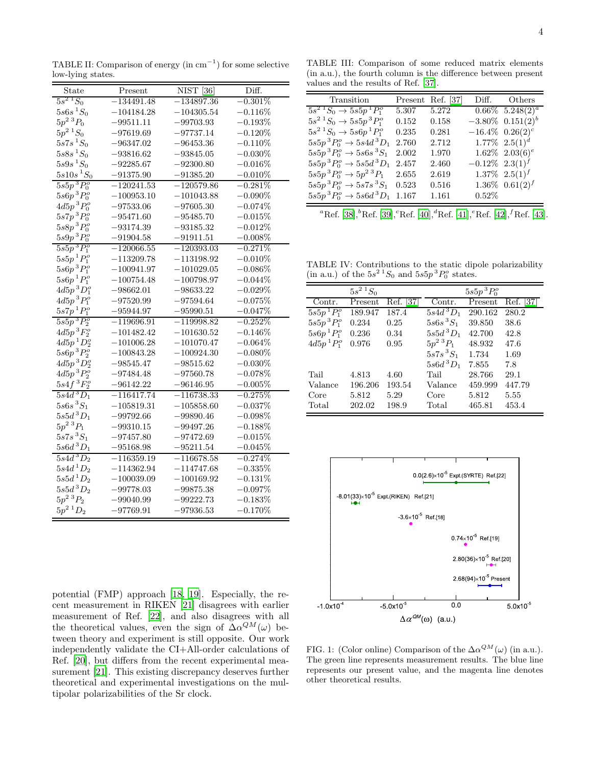TABLE II: Comparison of energy (in cm$^{-1}$) for some selective low-lying states.

| State | Present | NIST [36] | Diff. |
|---|---|---|---|
| $5s^2\,^1S_0$ | −134491.48 | −134897.36 | −0.301% |
| $5s6s\,^1S_0$ | −104184.28 | −104305.54 | −0.116% |
| $5p^2\,^3P_0$ | −99511.11 | −99703.93 | −0.193% |
| $5p^2\,^1S_0$ | −97619.69 | −97737.14 | −0.120% |
| $5s7s\,^1S_0$ | −96347.02 | −96453.36 | −0.110% |
| $5s8s\,^1S_0$ | −93816.62 | −93845.05 | −0.030% |
| $5s9s\,^1S_0$ | −92285.67 | −92300.80 | −0.016% |
| $5s10s\,^1S_0$ | −91375.90 | −91385.20 | −0.010% |
| $5s5p\,^3P^o_0$ | −120241.53 | −120579.86 | −0.281% |
| $5s6p\,^3P^o_0$ | −100953.10 | −101043.88 | −0.090% |
| $4d5p\,^3P^o_0$ | −97533.06 | −97605.30 | −0.074% |
| $5s7p\,^3P^o_0$ | −95471.60 | −95485.70 | −0.015% |
| $5s8p\,^3P^o_0$ | −93174.39 | −93185.32 | −0.012% |
| $5s9p\,^3P^o_0$ | −91904.58 | −91911.51 | −0.008% |
| $5s5p\,^3P^o_1$ | −120066.55 | −120393.03 | −0.271% |
| $5s5p\,^1P^o_1$ | −113209.78 | −113198.92 | −0.010% |
| $5s6p\,^3P^o_1$ | −100941.97 | −101029.05 | −0.086% |
| $5s6p\,^1P^o_1$ | −100754.48 | −100798.97 | −0.044% |
| $4d5p\,^3D^o_1$ | −98662.01 | −98633.22 | −0.029% |
| $4d5p\,^3P^o_1$ | −97520.99 | −97594.64 | −0.075% |
| $5s7p\,^1P^o_1$ | −95944.97 | −95990.51 | −0.047% |
| $5s5p\,^3P^o_2$ | −119696.91 | −119998.82 | −0.252% |
| $4d5p\,^3F^o_2$ | −101482.42 | −101630.52 | −0.146% |
| $4d5p\,^1D^o_2$ | −101006.28 | −101070.47 | −0.064% |
| $5s6p\,^3P^o_2$ | −100843.28 | −100924.30 | −0.080% |
| $4d5p\,^3D^o_2$ | −98545.47 | −98515.62 | −0.030% |
| $4d5p\,^3P^o_2$ | −97484.48 | −97560.78 | −0.078% |
| $5s4f\,^3F^o_2$ | −96142.22 | −96146.95 | −0.005% |
| $5s4d\,^3D_1$ | −116417.74 | −116738.33 | −0.275% |
| $5s6s\,^3S_1$ | −105819.31 | −105858.60 | −0.037% |
| $5s5d\,^3D_1$ | −99792.66 | −99890.46 | −0.098% |
| $5p^2\,^3P_1$ | −99310.15 | −99497.26 | −0.188% |
| $5s7s\,^3S_1$ | −97457.80 | −97472.69 | −0.015% |
| $5s6d\,^3D_1$ | −95168.98 | −95211.54 | −0.045% |
| $5s4d\,^3D_2$ | −116359.19 | −116678.58 | −0.274% |
| $5s4d\,^1D_2$ | −114362.94 | −114747.68 | −0.335% |
| $5s5d\,^1D_2$ | −100039.09 | −100169.92 | −0.131% |
| $5s5d\,^3D_2$ | −99778.03 | −99875.38 | −0.097% |
| $5p^2\,^3P_2$ | −99040.99 | −99222.73 | −0.183% |
| $5p^2\,^1D_2$ | −97769.91 | −97936.53 | −0.170% |

potential (FMP) approach [18, 19]. Especially, the recent measurement in RIKEN [21] disagrees with earlier measurement of Ref. [22], and also disagrees with all the theoretical values, even the sign of $\Delta\alpha^{QM}(\omega)$ between theory and experiment is still opposite. Our work independently validate the CI+All-order calculations of Ref. [20], but differs from the recent experimental measurement [21]. This existing discrepancy deserves further theoretical and experimental investigations on the multipolar polarizabilities of the Sr clock.

TABLE III: Comparison of some reduced matrix elements (in a.u.), the fourth column is the difference between present values and the results of Ref. [37].

| Transition | Present | Ref. [37] | Diff. | Others |
|---|---|---|---|---|
| $5s^2\,^1S_0 \rightarrow 5s5p\,^1P^o_1$ | 5.307 | 5.272 | 0.66% | 5.248(2)[a] |
| $5s^2\,^1S_0 \rightarrow 5s5p\,^3P^o_1$ | 0.152 | 0.158 | −3.80% | 0.151(2)[b] |
| $5s^2\,^1S_0 \rightarrow 5s6p\,^1P^o_1$ | 0.235 | 0.281 | −16.4% | 0.26(2)[c] |
| $5s5p\,^3P^o_0 \rightarrow 5s4d\,^3D_1$ | 2.760 | 2.712 | 1.77% | 2.5(1)[d] |
| $5s5p\,^3P^o_0 \rightarrow 5s6s\,^3S_1$ | 2.002 | 1.970 | 1.62% | 2.03(6)[e] |
| $5s5p\,^3P^o_0 \rightarrow 5s5d\,^3D_1$ | 2.457 | 2.460 | −0.12% | 2.3(1)[f] |
| $5s5p\,^3P^o_0 \rightarrow 5p^2\,^3P_1$ | 2.655 | 2.619 | 1.37% | 2.5(1)[f] |
| $5s5p\,^3P^o_0 \rightarrow 5s7s\,^3S_1$ | 0.523 | 0.516 | 1.36% | 0.61(2)[f] |
| $5s5p\,^3P^o_0 \rightarrow 5s6d\,^3D_1$ | 1.167 | 1.161 | 0.52% | |

[a]Ref. [38],[b]Ref. [39],[c]Ref. [40],[d]Ref. [41],[e]Ref. [42],[f]Ref. [43].

TABLE IV: Contributions to the static dipole polarizability (in a.u.) of the $5s^2\,^1S_0$ and $5s5p\,^3P^o_0$ states.

| $5s^2\,^1S_0$ | | | $5s5p\,^3P^o_0$ | | |
|---|---|---|---|---|---|
| Contr. | Present | Ref. [37] | Contr. | Present | Ref. [37] |
| $5s5p\,^1P^o_1$ | 189.947 | 187.4 | $5s4d\,^3D_1$ | 290.162 | 280.2 |
| $5s5p\,^3P^o_1$ | 0.234 | 0.25 | $5s6s\,^3S_1$ | 39.850 | 38.6 |
| $5s6p\,^1P^o_1$ | 0.236 | 0.34 | $5s5d\,^3D_1$ | 42.700 | 42.8 |
| $4d5p\,^1P^o_1$ | 0.976 | 0.95 | $5p^2\,^3P_1$ | 48.932 | 47.6 |
| | | | $5s7s\,^3S_1$ | 1.734 | 1.69 |
| | | | $5s6d\,^3D_1$ | 7.855 | 7.8 |
| Tail | 4.813 | 4.60 | Tail | 28.766 | 29.1 |
| Valance | 196.206 | 193.54 | Valance | 459.999 | 447.79 |
| Core | 5.812 | 5.29 | Core | 5.812 | 5.55 |
| Total | 202.02 | 198.9 | Total | 465.81 | 453.4 |

FIG. 1: (Color online) Comparison of the $\Delta\alpha^{QM}(\omega)$ (in a.u.). The green line represents measurement results. The blue line represents our present value, and the magenta line denotes other theoretical results.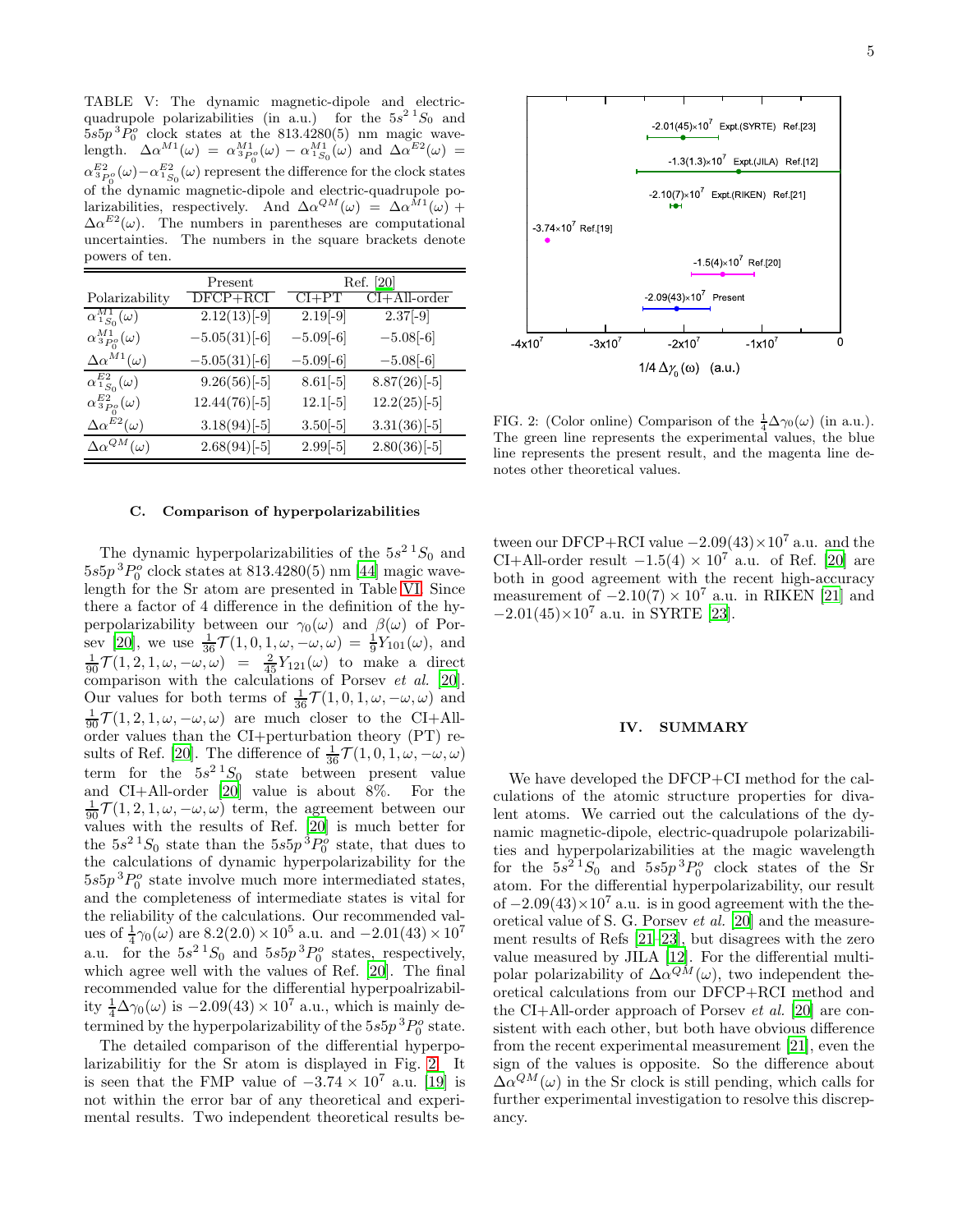TABLE V: The dynamic magnetic-dipole and electric-quadrupole polarizabilities (in a.u.) for the $5s^2\,{}^1S_0$ and $5s5p\,{}^3P_0^o$ clock states at the 813.4280(5) nm magic wavelength. $\Delta\alpha^{M1}(\omega) = \alpha^{M1}_{{}^3P_0^o}(\omega) - \alpha^{M1}_{{}^1S_0}(\omega)$ and $\Delta\alpha^{E2}(\omega) = \alpha^{E2}_{{}^3P_0^o}(\omega) - \alpha^{E2}_{{}^1S_0}(\omega)$ represent the difference for the clock states of the dynamic magnetic-dipole and electric-quadrupole polarizabilities, respectively. And $\Delta\alpha^{QM}(\omega) = \Delta\alpha^{M1}(\omega) + \Delta\alpha^{E2}(\omega)$. The numbers in parentheses are computational uncertainties. The numbers in the square brackets denote powers of ten.

| | Present | Ref. [20] | |
|---|---|---|---|
| Polarizability | DFCP+RCI | CI+PT | CI+All-order |
| $\alpha^{M1}_{{}^1S_0}(\omega)$ | 2.12(13)[-9] | 2.19[-9] | 2.37[-9] |
| $\alpha^{M1}_{{}^3P_0^o}(\omega)$ | −5.05(31)[-6] | −5.09[-6] | −5.08[-6] |
| $\Delta\alpha^{M1}(\omega)$ | −5.05(31)[-6] | −5.09[-6] | −5.08[-6] |
| $\alpha^{E2}_{{}^1S_0}(\omega)$ | 9.26(56)[-5] | 8.61[-5] | 8.87(26)[-5] |
| $\alpha^{E2}_{{}^3P_0^o}(\omega)$ | 12.44(76)[-5] | 12.1[-5] | 12.2(25)[-5] |
| $\Delta\alpha^{E2}(\omega)$ | 3.18(94)[-5] | 3.50[-5] | 3.31(36)[-5] |
| $\Delta\alpha^{QM}(\omega)$ | 2.68(94)[-5] | 2.99[-5] | 2.80(36)[-5] |

### C. Comparison of hyperpolarizabilities

The dynamic hyperpolarizabilities of the $5s^2\,{}^1S_0$ and $5s5p\,{}^3P_0^o$ clock states at 813.4280(5) nm [44] magic wavelength for the Sr atom are presented in Table VI. Since there a factor of 4 difference in the definition of the hyperpolarizability between our $\gamma_0(\omega)$ and $\beta(\omega)$ of Porsev [20], we use $\frac{1}{36}\mathcal{T}(1,0,1,\omega,-\omega,\omega) = \frac{1}{9}Y_{101}(\omega)$, and $\frac{1}{90}\mathcal{T}(1,2,1,\omega,-\omega,\omega) = \frac{2}{45}Y_{121}(\omega)$ to make a direct comparison with the calculations of Porsev *et al.* [20]. Our values for both terms of $\frac{1}{36}\mathcal{T}(1,0,1,\omega,-\omega,\omega)$ and $\frac{1}{90}\mathcal{T}(1,2,1,\omega,-\omega,\omega)$ are much closer to the CI+All-order values than the CI+perturbation theory (PT) results of Ref. [20]. The difference of $\frac{1}{36}\mathcal{T}(1,0,1,\omega,-\omega,\omega)$ term for the $5s^2\,{}^1S_0$ state between present value and CI+All-order [20] value is about 8%. For the $\frac{1}{90}\mathcal{T}(1,2,1,\omega,-\omega,\omega)$ term, the agreement between our values with the results of Ref. [20] is much better for the $5s^2\,{}^1S_0$ state than the $5s5p\,{}^3P_0^o$ state, that dues to the calculations of dynamic hyperpolarizability for the $5s5p\,{}^3P_0^o$ state involve much more intermediated states, and the completeness of intermediate states is vital for the reliability of the calculations. Our recommended values of $\frac{1}{4}\gamma_0(\omega)$ are $8.2(2.0)\times10^5$ a.u. and $-2.01(43)\times10^7$ a.u. for the $5s^2\,{}^1S_0$ and $5s5p\,{}^3P_0^o$ states, respectively, which agree well with the values of Ref. [20]. The final recommended value for the differential hyperpoalrizability $\frac{1}{4}\Delta\gamma_0(\omega)$ is $-2.09(43)\times10^7$ a.u., which is mainly determined by the hyperpolarizability of the $5s5p\,{}^3P_0^o$ state.

The detailed comparison of the differential hyperpolarizabilitiy for the Sr atom is displayed in Fig. 2. It is seen that the FMP value of $-3.74\times10^7$ a.u. [19] is not within the error bar of any theoretical and experimental results. Two independent theoretical results between our DFCP+RCI value $-2.09(43)\times10^7$ a.u. and the CI+All-order result $-1.5(4)\times10^7$ a.u. of Ref. [20] are both in good agreement with the recent high-accuracy measurement of $-2.10(7)\times10^7$ a.u. in RIKEN [21] and $-2.01(45)\times10^7$ a.u. in SYRTE [23].

FIG. 2: (Color online) Comparison of the $\frac{1}{4}\Delta\gamma_0(\omega)$ (in a.u.). The green line represents the experimental values, the blue line represents the present result, and the magenta line denotes other theoretical values.

## IV. SUMMARY

We have developed the DFCP+CI method for the calculations of the atomic structure properties for divalent atoms. We carried out the calculations of the dynamic magnetic-dipole, electric-quadrupole polarizabilities and hyperpolarizabilities at the magic wavelength for the $5s^2\,{}^1S_0$ and $5s5p\,{}^3P_0^o$ clock states of the Sr atom. For the differential hyperpolarizability, our result of $-2.09(43)\times10^7$ a.u. is in good agreement with the theoretical value of S. G. Porsev *et al.* [20] and the measurement results of Refs [21–23], but disagrees with the zero value measured by JILA [12]. For the differential multipolar polarizability of $\Delta\alpha^{QM}(\omega)$, two independent theoretical calculations from our DFCP+RCI method and the CI+All-order approach of Porsev *et al.* [20] are consistent with each other, but both have obvious difference from the recent experimental measurement [21], even the sign of the values is opposite. So the difference about $\Delta\alpha^{QM}(\omega)$ in the Sr clock is still pending, which calls for further experimental investigation to resolve this discrepancy.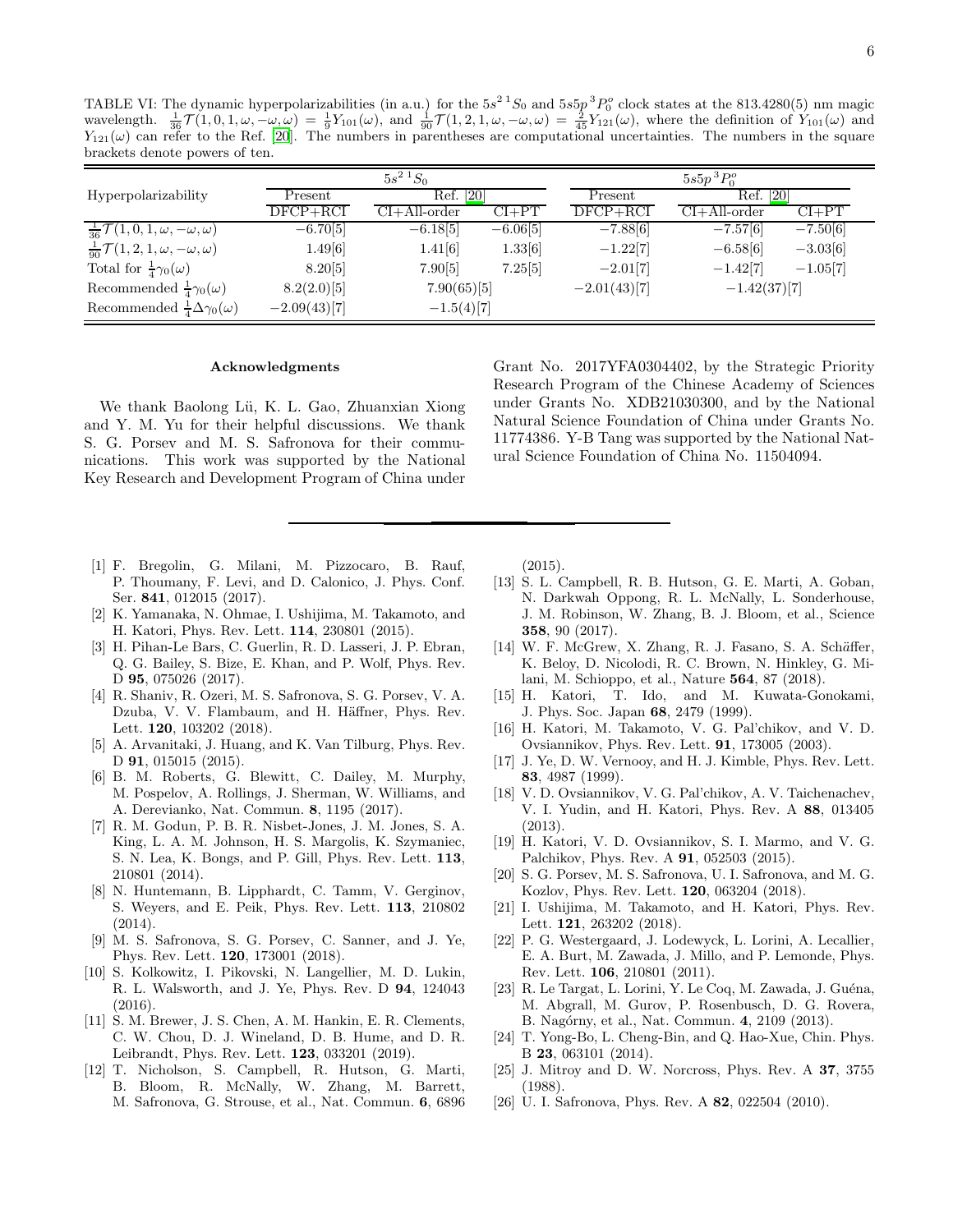TABLE VI: The dynamic hyperpolarizabilities (in a.u.) for the $5s^2\,{}^1S_0$ and $5s5p\,{}^3P_0^o$ clock states at the 813.4280(5) nm magic wavelength. $\frac{1}{36}\mathcal{T}(1,0,1,\omega,-\omega,\omega) = \frac{1}{9}Y_{101}(\omega)$, and $\frac{1}{90}\mathcal{T}(1,2,1,\omega,-\omega,\omega) = \frac{2}{45}Y_{121}(\omega)$, where the definition of $Y_{101}(\omega)$ and $Y_{121}(\omega)$ can refer to the Ref. [20]. The numbers in parentheses are computational uncertainties. The numbers in the square brackets denote powers of ten.

| Hyperpolarizability | $5s^2\,{}^1S_0$ | | | $5s5p\,{}^3P_0^o$ | | |
|---|---|---|---|---|---|---|
| | Present | Ref. [20] | | Present | Ref. [20] | |
| | DFCP+RCI | CI+All-order | CI+PT | DFCP+RCI | CI+All-order | CI+PT |
| $\frac{1}{36}\mathcal{T}(1,0,1,\omega,-\omega,\omega)$ | $-6.70[5]$ | $-6.18[5]$ | $-6.06[5]$ | $-7.88[6]$ | $-7.57[6]$ | $-7.50[6]$ |
| $\frac{1}{90}\mathcal{T}(1,2,1,\omega,-\omega,\omega)$ | $1.49[6]$ | $1.41[6]$ | $1.33[6]$ | $-1.22[7]$ | $-6.58[6]$ | $-3.03[6]$ |
| Total for $\frac{1}{4}\gamma_0(\omega)$ | $8.20[5]$ | $7.90[5]$ | $7.25[5]$ | $-2.01[7]$ | $-1.42[7]$ | $-1.05[7]$ |
| Recommended $\frac{1}{4}\gamma_0(\omega)$ | $8.2(2.0)[5]$ | $7.90(65)[5]$ | | $-2.01(43)[7]$ | $-1.42(37)[7]$ | |
| Recommended $\frac{1}{4}\Delta\gamma_0(\omega)$ | $-2.09(43)[7]$ | $-1.5(4)[7]$ | | | | |

### Acknowledgments

We thank Baolong Lü, K. L. Gao, Zhuanxian Xiong and Y. M. Yu for their helpful discussions. We thank S. G. Porsev and M. S. Safronova for their communications. This work was supported by the National Key Research and Development Program of China under Grant No. 2017YFA0304402, by the Strategic Priority Research Program of the Chinese Academy of Sciences under Grants No. XDB21030300, and by the National Natural Science Foundation of China under Grants No. 11774386. Y-B Tang was supported by the National Natural Science Foundation of China No. 11504094.

---

[1] F. Bregolin, G. Milani, M. Pizzocaro, B. Rauf, P. Thoumany, F. Levi, and D. Calonico, J. Phys. Conf. Ser. **841**, 012015 (2017).

[2] K. Yamanaka, N. Ohmae, I. Ushijima, M. Takamoto, and H. Katori, Phys. Rev. Lett. **114**, 230801 (2015).

[3] H. Pihan-Le Bars, C. Guerlin, R. D. Lasseri, J. P. Ebran, Q. G. Bailey, S. Bize, E. Khan, and P. Wolf, Phys. Rev. D **95**, 075026 (2017).

[4] R. Shaniv, R. Ozeri, M. S. Safronova, S. G. Porsev, V. A. Dzuba, V. V. Flambaum, and H. Häffner, Phys. Rev. Lett. **120**, 103202 (2018).

[5] A. Arvanitaki, J. Huang, and K. Van Tilburg, Phys. Rev. D **91**, 015015 (2015).

[6] B. M. Roberts, G. Blewitt, C. Dailey, M. Murphy, M. Pospelov, A. Rollings, J. Sherman, W. Williams, and A. Derevianko, Nat. Commun. **8**, 1195 (2017).

[7] R. M. Godun, P. B. R. Nisbet-Jones, J. M. Jones, S. A. King, L. A. M. Johnson, H. S. Margolis, K. Szymaniec, S. N. Lea, K. Bongs, and P. Gill, Phys. Rev. Lett. **113**, 210801 (2014).

[8] N. Huntemann, B. Lipphardt, C. Tamm, V. Gerginov, S. Weyers, and E. Peik, Phys. Rev. Lett. **113**, 210802 (2014).

[9] M. S. Safronova, S. G. Porsev, C. Sanner, and J. Ye, Phys. Rev. Lett. **120**, 173001 (2018).

[10] S. Kolkowitz, I. Pikovski, N. Langellier, M. D. Lukin, R. L. Walsworth, and J. Ye, Phys. Rev. D **94**, 124043 (2016).

[11] S. M. Brewer, J. S. Chen, A. M. Hankin, E. R. Clements, C. W. Chou, D. J. Wineland, D. B. Hume, and D. R. Leibrandt, Phys. Rev. Lett. **123**, 033201 (2019).

[12] T. Nicholson, S. Campbell, R. Hutson, G. Marti, B. Bloom, R. McNally, W. Zhang, M. Barrett, M. Safronova, G. Strouse, et al., Nat. Commun. **6**, 6896 (2015).

[13] S. L. Campbell, R. B. Hutson, G. E. Marti, A. Goban, N. Darkwah Oppong, R. L. McNally, L. Sonderhouse, J. M. Robinson, W. Zhang, B. J. Bloom, et al., Science **358**, 90 (2017).

[14] W. F. McGrew, X. Zhang, R. J. Fasano, S. A. Schäffer, K. Beloy, D. Nicolodi, R. C. Brown, N. Hinkley, G. Milani, M. Schioppo, et al., Nature **564**, 87 (2018).

[15] H. Katori, T. Ido, and M. Kuwata-Gonokami, J. Phys. Soc. Japan **68**, 2479 (1999).

[16] H. Katori, M. Takamoto, V. G. Pal'chikov, and V. D. Ovsiannikov, Phys. Rev. Lett. **91**, 173005 (2003).

[17] J. Ye, D. W. Vernooy, and H. J. Kimble, Phys. Rev. Lett. **83**, 4987 (1999).

[18] V. D. Ovsiannikov, V. G. Pal'chikov, A. V. Taichenachev, V. I. Yudin, and H. Katori, Phys. Rev. A **88**, 013405 (2013).

[19] H. Katori, V. D. Ovsiannikov, S. I. Marmo, and V. G. Palchikov, Phys. Rev. A **91**, 052503 (2015).

[20] S. G. Porsev, M. S. Safronova, U. I. Safronova, and M. G. Kozlov, Phys. Rev. Lett. **120**, 063204 (2018).

[21] I. Ushijima, M. Takamoto, and H. Katori, Phys. Rev. Lett. **121**, 263202 (2018).

[22] P. G. Westergaard, J. Lodewyck, L. Lorini, A. Lecallier, E. A. Burt, M. Zawada, J. Millo, and P. Lemonde, Phys. Rev. Lett. **106**, 210801 (2011).

[23] R. Le Targat, L. Lorini, Y. Le Coq, M. Zawada, J. Guéna, M. Abgrall, M. Gurov, P. Rosenbusch, D. G. Rovera, B. Nagórny, et al., Nat. Commun. **4**, 2109 (2013).

[24] T. Yong-Bo, L. Cheng-Bin, and Q. Hao-Xue, Chin. Phys. B **23**, 063101 (2014).

[25] J. Mitroy and D. W. Norcross, Phys. Rev. A **37**, 3755 (1988).

[26] U. I. Safronova, Phys. Rev. A **82**, 022504 (2010).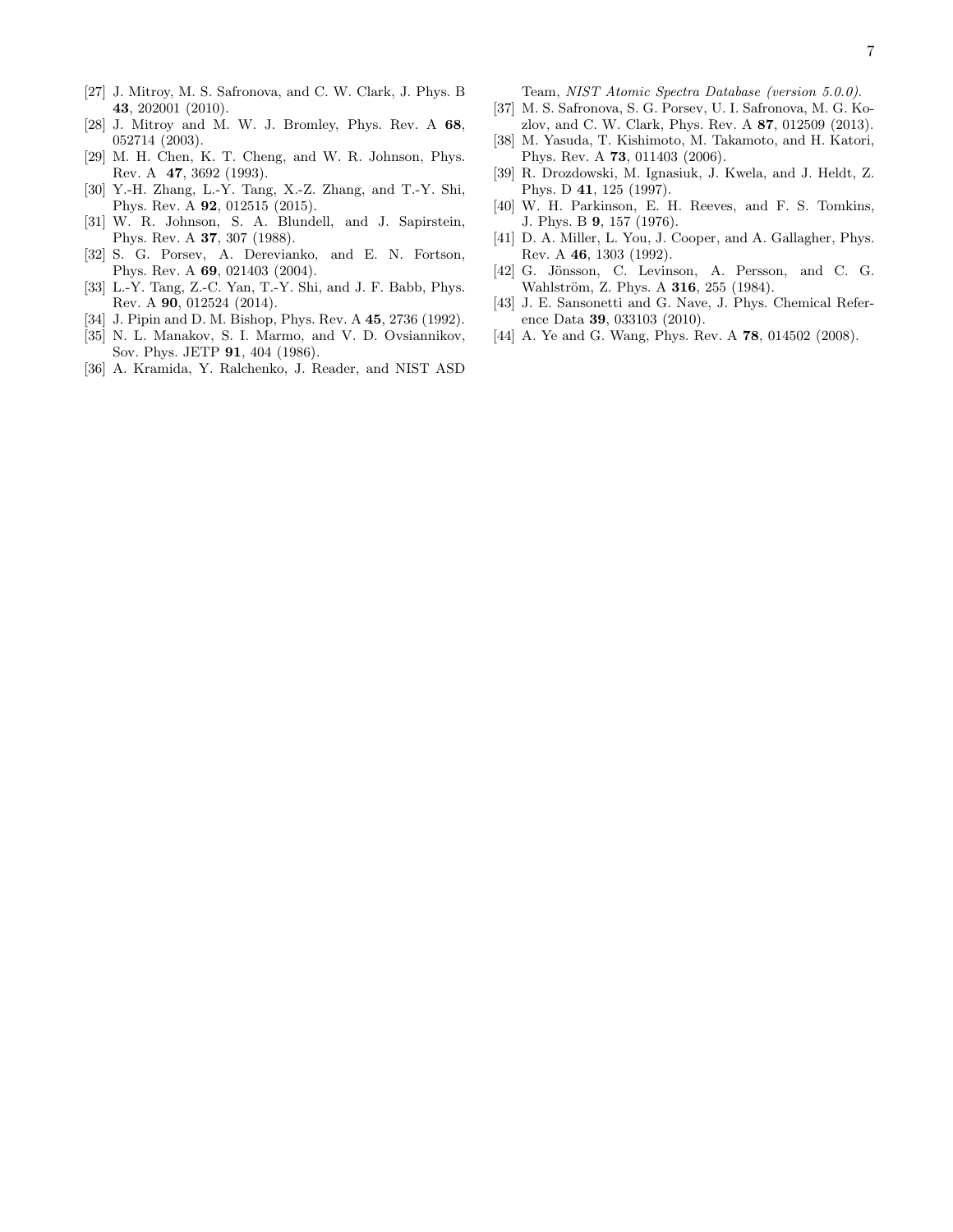[27] J. Mitroy, M. S. Safronova, and C. W. Clark, J. Phys. B **43**, 202001 (2010).

[28] J. Mitroy and M. W. J. Bromley, Phys. Rev. A **68**, 052714 (2003).

[29] M. H. Chen, K. T. Cheng, and W. R. Johnson, Phys. Rev. A **47**, 3692 (1993).

[30] Y.-H. Zhang, L.-Y. Tang, X.-Z. Zhang, and T.-Y. Shi, Phys. Rev. A **92**, 012515 (2015).

[31] W. R. Johnson, S. A. Blundell, and J. Sapirstein, Phys. Rev. A **37**, 307 (1988).

[32] S. G. Porsev, A. Derevianko, and E. N. Fortson, Phys. Rev. A **69**, 021403 (2004).

[33] L.-Y. Tang, Z.-C. Yan, T.-Y. Shi, and J. F. Babb, Phys. Rev. A **90**, 012524 (2014).

[34] J. Pipin and D. M. Bishop, Phys. Rev. A **45**, 2736 (1992).

[35] N. L. Manakov, S. I. Marmo, and V. D. Ovsiannikov, Sov. Phys. JETP **91**, 404 (1986).

[36] A. Kramida, Y. Ralchenko, J. Reader, and NIST ASD Team, *NIST Atomic Spectra Database (version 5.0.0)*.

[37] M. S. Safronova, S. G. Porsev, U. I. Safronova, M. G. Kozlov, and C. W. Clark, Phys. Rev. A **87**, 012509 (2013).

[38] M. Yasuda, T. Kishimoto, M. Takamoto, and H. Katori, Phys. Rev. A **73**, 011403 (2006).

[39] R. Drozdowski, M. Ignasiuk, J. Kwela, and J. Heldt, Z. Phys. D **41**, 125 (1997).

[40] W. H. Parkinson, E. H. Reeves, and F. S. Tomkins, J. Phys. B **9**, 157 (1976).

[41] D. A. Miller, L. You, J. Cooper, and A. Gallagher, Phys. Rev. A **46**, 1303 (1992).

[42] G. Jönsson, C. Levinson, A. Persson, and C. G. Wahlström, Z. Phys. A **316**, 255 (1984).

[43] J. E. Sansonetti and G. Nave, J. Phys. Chemical Reference Data **39**, 033103 (2010).

[44] A. Ye and G. Wang, Phys. Rev. A **78**, 014502 (2008).